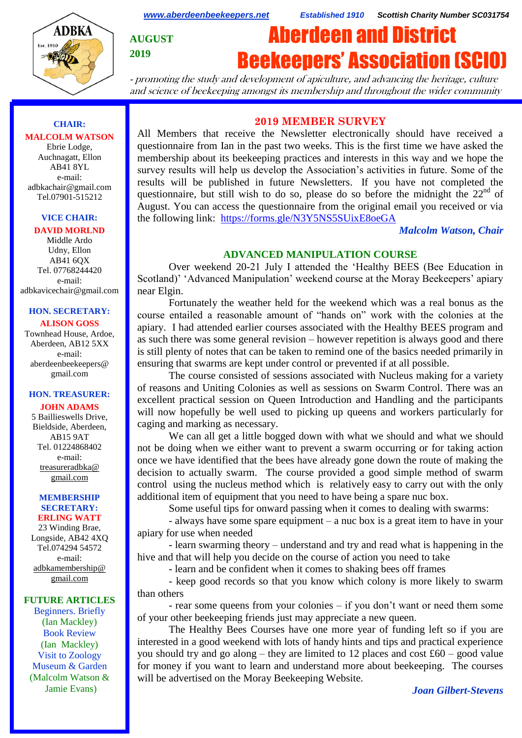www.aberdeenbeekeepers.net  Established 1910  Scottish Charity Number SC031754

ADBKA Est. 1910

AUGUST 2019

# Aberdeen and District Beekeepers' Association (SCIO)

*- promoting the study and development of apiculture, and advancing the heritage, culture and science of beekeeping amongst its membership and throughout the wider community*

**CHAIR:**
**MALCOLM WATSON**
Ebrie Lodge,
Auchnagatt, Ellon
AB41 8YL
e-mail:
adbkachair@gmail.com
Tel.07901-515212

**VICE CHAIR:**
**DAVID MORLND**
Middle Ardo
Udny, Ellon
AB41 6QX
Tel. 07768244420
e-mail:
adbkavicechair@gmail.com

**HON. SECRETARY:**
**ALISON GOSS**
Townhead House, Ardoe,
Aberdeen, AB12 5XX
e-mail:
aberdeenbeekeepers@gmail.com

**HON. TREASURER:**
**JOHN ADAMS**
5 Baillieswells Drive,
Bieldside, Aberdeen,
AB15 9AT
Tel. 01224868402
e-mail:
treasureradbka@gmail.com

**MEMBERSHIP SECRETARY:**
**ERLING WATT**
23 Winding Brae,
Longside, AB42 4XQ
Tel.074294 54572
e-mail:
adbkamembership@gmail.com

**FUTURE ARTICLES**
Beginners. Briefly
(Ian Mackley)
Book Review
(Ian Mackley)
Visit to Zoology Museum & Garden
(Malcolm Watson & Jamie Evans)

## 2019 MEMBER SURVEY

All Members that receive the Newsletter electronically should have received a questionnaire from Ian in the past two weeks. This is the first time we have asked the membership about its beekeeping practices and interests in this way and we hope the survey results will help us develop the Association's activities in future. Some of the results will be published in future Newsletters. If you have not completed the questionnaire, but still wish to do so, please do so before the midnight the 22nd of August. You can access the questionnaire from the original email you received or via the following link: https://forms.gle/N3Y5NS5SUixE8oeGA

*Malcolm Watson, Chair*

## ADVANCED MANIPULATION COURSE

Over weekend 20-21 July I attended the 'Healthy BEES (Bee Education in Scotland)' 'Advanced Manipulation' weekend course at the Moray Beekeepers' apiary near Elgin.

Fortunately the weather held for the weekend which was a real bonus as the course entailed a reasonable amount of "hands on" work with the colonies at the apiary. I had attended earlier courses associated with the Healthy BEES program and as such there was some general revision – however repetition is always good and there is still plenty of notes that can be taken to remind one of the basics needed primarily in ensuring that swarms are kept under control or prevented if at all possible.

The course consisted of sessions associated with Nucleus making for a variety of reasons and Uniting Colonies as well as sessions on Swarm Control. There was an excellent practical session on Queen Introduction and Handling and the participants will now hopefully be well used to picking up queens and workers particularly for caging and marking as necessary.

We can all get a little bogged down with what we should and what we should not be doing when we either want to prevent a swarm occurring or for taking action once we have identified that the bees have already gone down the route of making the decision to actually swarm. The course provided a good simple method of swarm control using the nucleus method which is relatively easy to carry out with the only additional item of equipment that you need to have being a spare nuc box.

Some useful tips for onward passing when it comes to dealing with swarms:

- always have some spare equipment – a nuc box is a great item to have in your apiary for use when needed
- learn swarming theory – understand and try and read what is happening in the hive and that will help you decide on the course of action you need to take
- learn and be confident when it comes to shaking bees off frames
- keep good records so that you know which colony is more likely to swarm than others
- rear some queens from your colonies – if you don't want or need them some of your other beekeeping friends just may appreciate a new queen.

The Healthy Bees Courses have one more year of funding left so if you are interested in a good weekend with lots of handy hints and tips and practical experience you should try and go along – they are limited to 12 places and cost £60 – good value for money if you want to learn and understand more about beekeeping. The courses will be advertised on the Moray Beekeeping Website.

***Joan Gilbert-Stevens***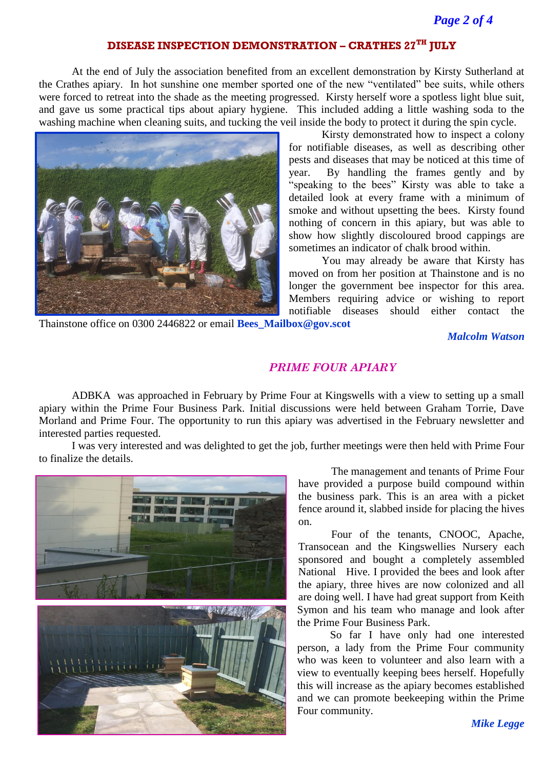## DISEASE INSPECTION DEMONSTRATION – CRATHES 27TH JULY

At the end of July the association benefited from an excellent demonstration by Kirsty Sutherland at the Crathes apiary. In hot sunshine one member sported one of the new "ventilated" bee suits, while others were forced to retreat into the shade as the meeting progressed. Kirsty herself wore a spotless light blue suit, and gave us some practical tips about apiary hygiene. This included adding a little washing soda to the washing machine when cleaning suits, and tucking the veil inside the body to protect it during the spin cycle.

Kirsty demonstrated how to inspect a colony for notifiable diseases, as well as describing other pests and diseases that may be noticed at this time of year. By handling the frames gently and by "speaking to the bees" Kirsty was able to take a detailed look at every frame with a minimum of smoke and without upsetting the bees. Kirsty found nothing of concern in this apiary, but was able to show how slightly discoloured brood cappings are sometimes an indicator of chalk brood within.

You may already be aware that Kirsty has moved on from her position at Thainstone and is no longer the government bee inspector for this area. Members requiring advice or wishing to report notifiable diseases should either contact the Thainstone office on 0300 2446822 or email **Bees_Mailbox@gov.scot**

*Malcolm Watson*

## *PRIME FOUR APIARY*

ADBKA was approached in February by Prime Four at Kingswells with a view to setting up a small apiary within the Prime Four Business Park. Initial discussions were held between Graham Torrie, Dave Morland and Prime Four. The opportunity to run this apiary was advertised in the February newsletter and interested parties requested.

I was very interested and was delighted to get the job, further meetings were then held with Prime Four to finalize the details.

The management and tenants of Prime Four have provided a purpose build compound within the business park. This is an area with a picket fence around it, slabbed inside for placing the hives on.

Four of the tenants, CNOOC, Apache, Transocean and the Kingswellies Nursery each sponsored and bought a completely assembled National Hive. I provided the bees and look after the apiary, three hives are now colonized and all are doing well. I have had great support from Keith Symon and his team who manage and look after the Prime Four Business Park.

So far I have only had one interested person, a lady from the Prime Four community who was keen to volunteer and also learn with a view to eventually keeping bees herself. Hopefully this will increase as the apiary becomes established and we can promote beekeeping within the Prime Four community.

*Mike Legge*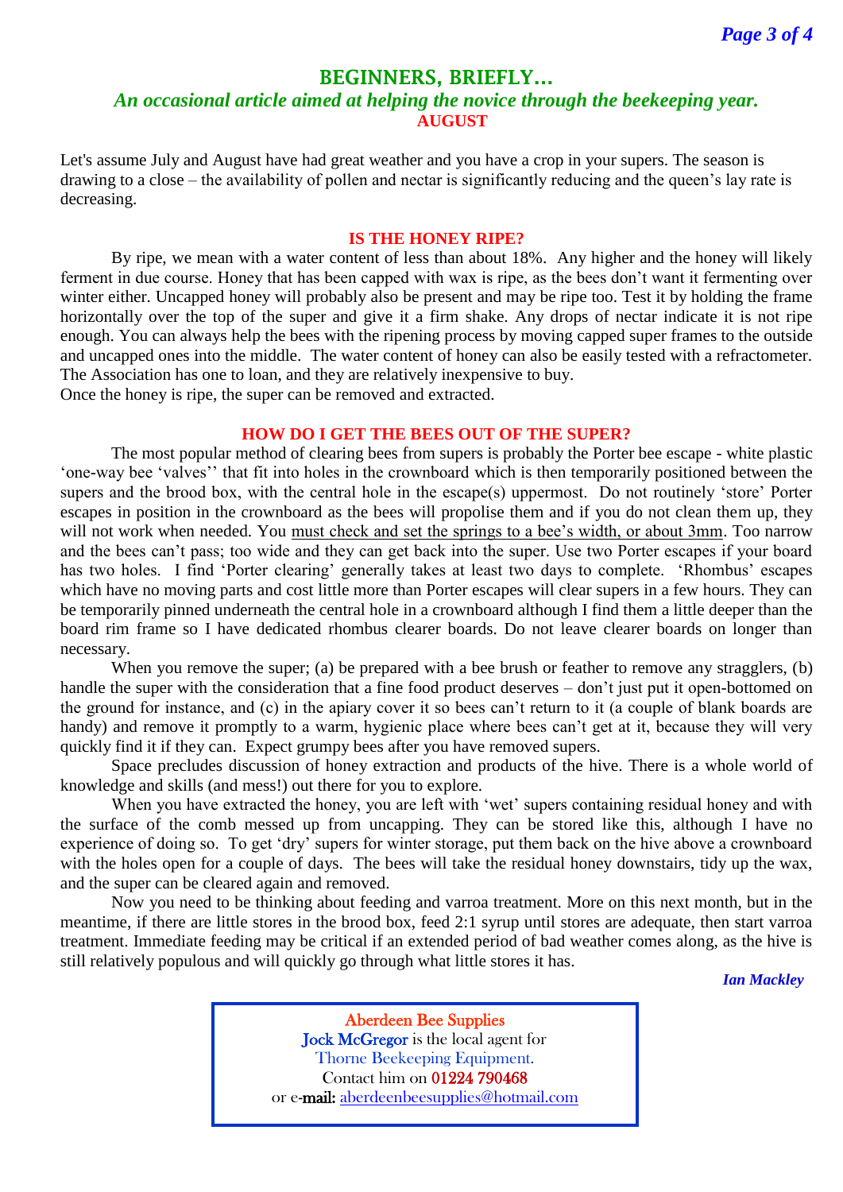## BEGINNERS, BRIEFLY…

*An occasional article aimed at helping the novice through the beekeeping year.*

**AUGUST**

Let's assume July and August have had great weather and you have a crop in your supers. The season is drawing to a close – the availability of pollen and nectar is significantly reducing and the queen's lay rate is decreasing.

### IS THE HONEY RIPE?

By ripe, we mean with a water content of less than about 18%. Any higher and the honey will likely ferment in due course. Honey that has been capped with wax is ripe, as the bees don't want it fermenting over winter either. Uncapped honey will probably also be present and may be ripe too. Test it by holding the frame horizontally over the top of the super and give it a firm shake. Any drops of nectar indicate it is not ripe enough. You can always help the bees with the ripening process by moving capped super frames to the outside and uncapped ones into the middle. The water content of honey can also be easily tested with a refractometer. The Association has one to loan, and they are relatively inexpensive to buy.

Once the honey is ripe, the super can be removed and extracted.

### HOW DO I GET THE BEES OUT OF THE SUPER?

The most popular method of clearing bees from supers is probably the Porter bee escape - white plastic 'one-way bee 'valves'' that fit into holes in the crownboard which is then temporarily positioned between the supers and the brood box, with the central hole in the escape(s) uppermost. Do not routinely 'store' Porter escapes in position in the crownboard as the bees will propolise them and if you do not clean them up, they will not work when needed. You must check and set the springs to a bee's width, or about 3mm. Too narrow and the bees can't pass; too wide and they can get back into the super. Use two Porter escapes if your board has two holes. I find 'Porter clearing' generally takes at least two days to complete. 'Rhombus' escapes which have no moving parts and cost little more than Porter escapes will clear supers in a few hours. They can be temporarily pinned underneath the central hole in a crownboard although I find them a little deeper than the board rim frame so I have dedicated rhombus clearer boards. Do not leave clearer boards on longer than necessary.

When you remove the super; (a) be prepared with a bee brush or feather to remove any stragglers, (b) handle the super with the consideration that a fine food product deserves – don't just put it open-bottomed on the ground for instance, and (c) in the apiary cover it so bees can't return to it (a couple of blank boards are handy) and remove it promptly to a warm, hygienic place where bees can't get at it, because they will very quickly find it if they can. Expect grumpy bees after you have removed supers.

Space precludes discussion of honey extraction and products of the hive. There is a whole world of knowledge and skills (and mess!) out there for you to explore.

When you have extracted the honey, you are left with 'wet' supers containing residual honey and with the surface of the comb messed up from uncapping. They can be stored like this, although I have no experience of doing so. To get 'dry' supers for winter storage, put them back on the hive above a crownboard with the holes open for a couple of days. The bees will take the residual honey downstairs, tidy up the wax, and the super can be cleared again and removed.

Now you need to be thinking about feeding and varroa treatment. More on this next month, but in the meantime, if there are little stores in the brood box, feed 2:1 syrup until stores are adequate, then start varroa treatment. Immediate feeding may be critical if an extended period of bad weather comes along, as the hive is still relatively populous and will quickly go through what little stores it has.

*Ian Mackley*

---

**Aberdeen Bee Supplies**

**Jock McGregor** is the local agent for
Thorne Beekeeping Equipment.
Contact him on 01224 790468
or e-mail: aberdeenbeesupplies@hotmail.com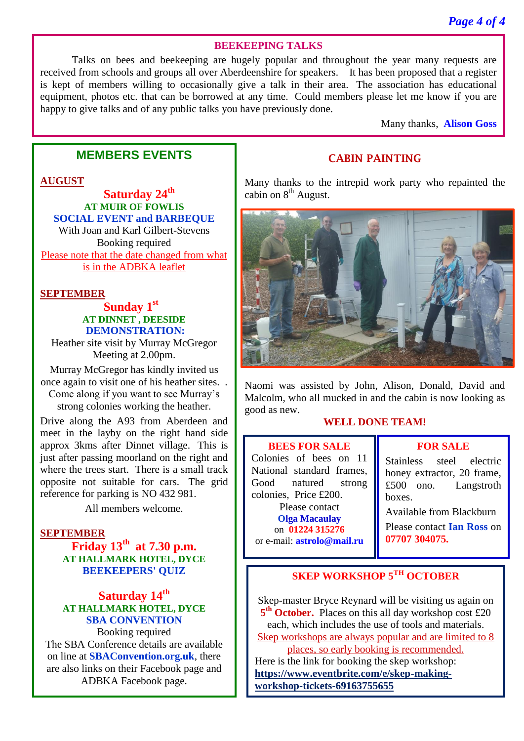## BEEKEEPING TALKS

Talks on bees and beekeeping are hugely popular and throughout the year many requests are received from schools and groups all over Aberdeenshire for speakers. It has been proposed that a register is kept of members willing to occasionally give a talk in their area. The association has educational equipment, photos etc. that can be borrowed at any time. Could members please let me know if you are happy to give talks and of any public talks you have previously done.

Many thanks, **Alison Goss**

## MEMBERS EVENTS

**AUGUST**

**Saturday 24th**
**AT MUIR OF FOWLIS**
**SOCIAL EVENT and BARBEQUE**
With Joan and Karl Gilbert-Stevens
Booking required
Please note that the date changed from what is in the ADBKA leaflet

**SEPTEMBER**

**Sunday 1st**
**AT DINNET , DEESIDE**
**DEMONSTRATION:**
Heather site visit by Murray McGregor
Meeting at 2.00pm.

Murray McGregor has kindly invited us once again to visit one of his heather sites. . Come along if you want to see Murray's strong colonies working the heather.

Drive along the A93 from Aberdeen and meet in the layby on the right hand side approx 3kms after Dinnet village. This is just after passing moorland on the right and where the trees start. There is a small track opposite not suitable for cars. The grid reference for parking is NO 432 981.

All members welcome.

**SEPTEMBER**

**Friday 13th at 7.30 p.m.**
**AT HALLMARK HOTEL, DYCE**
**BEEKEEPERS' QUIZ**

**Saturday 14th**
**AT HALLMARK HOTEL, DYCE**
**SBA CONVENTION**
Booking required
The SBA Conference details are available on line at **SBAConvention.org.uk**, there are also links on their Facebook page and ADBKA Facebook page.

## CABIN PAINTING

Many thanks to the intrepid work party who repainted the cabin on 8th August.

Naomi was assisted by John, Alison, Donald, David and Malcolm, who all mucked in and the cabin is now looking as good as new.

**WELL DONE TEAM!**

### BEES FOR SALE

Colonies of bees on 11 National standard frames, Good natured strong colonies, Price £200.
Please contact **Olga Macaulay** on **01224 315276** or e-mail: **astrolo@mail.ru**

### FOR SALE

Stainless steel electric honey extractor, 20 frame, £500 ono. Langstroth boxes.

Available from Blackburn

Please contact **Ian Ross** on **07707 304075.**

### SKEP WORKSHOP 5TH OCTOBER

Skep-master Bryce Reynard will be visiting us again on **5th October.** Places on this all day workshop cost £20 each, which includes the use of tools and materials.
Skep workshops are always popular and are limited to 8 places, so early booking is recommended.
Here is the link for booking the skep workshop:
**https://www.eventbrite.com/e/skep-making-workshop-tickets-69163755655**